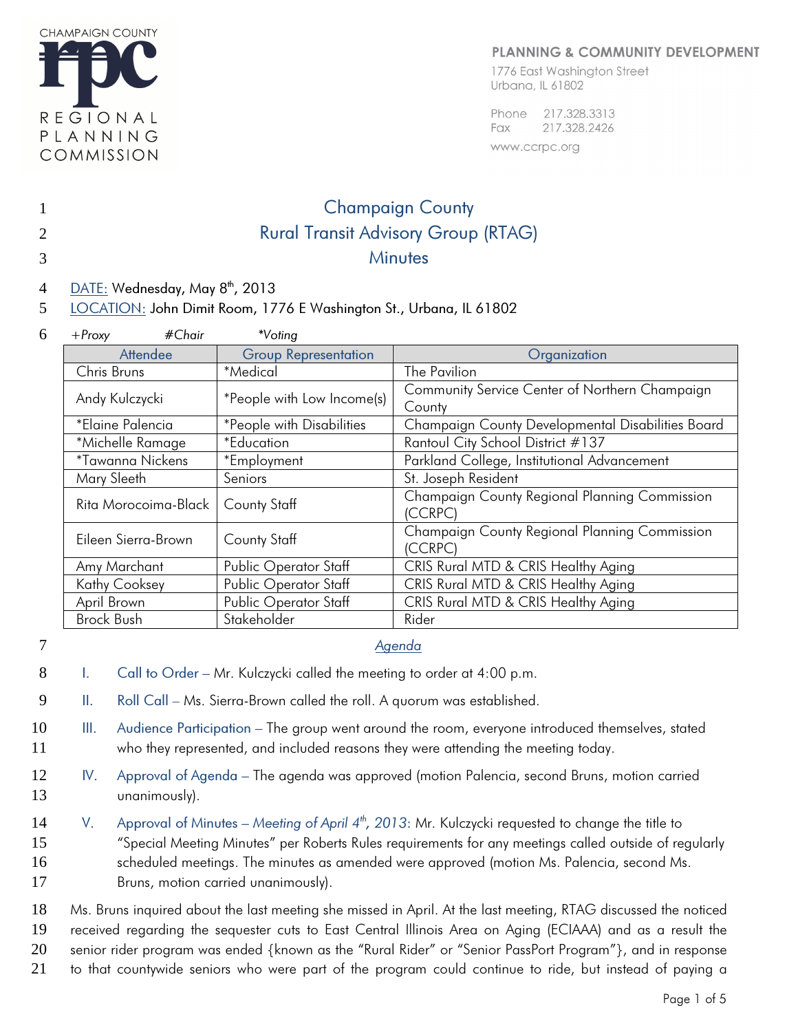CHAMPAIGN COUNTY
REGIONAL PLANNING COMMISSION

PLANNING & COMMUNITY DEVELOPMENT
1776 East Washington Street
Urbana, IL 61802

Phone 217.328.3313
Fax 217.328.2426
www.ccrpc.org

# Champaign County
# Rural Transit Advisory Group (RTAG)
# Minutes

DATE: Wednesday, May 8th, 2013
LOCATION: John Dimit Room, 1776 E Washington St., Urbana, IL 61802

*+Proxy #Chair \*Voting*

| Attendee | Group Representation | Organization |
|---|---|---|
| Chris Bruns | *Medical | The Pavilion |
| Andy Kulczycki | *People with Low Income(s) | Community Service Center of Northern Champaign County |
| *Elaine Palencia | *People with Disabilities | Champaign County Developmental Disabilities Board |
| *Michelle Ramage | *Education | Rantoul City School District #137 |
| *Tawanna Nickens | *Employment | Parkland College, Institutional Advancement |
| Mary Sleeth | Seniors | St. Joseph Resident |
| Rita Morocoima-Black | County Staff | Champaign County Regional Planning Commission (CCRPC) |
| Eileen Sierra-Brown | County Staff | Champaign County Regional Planning Commission (CCRPC) |
| Amy Marchant | Public Operator Staff | CRIS Rural MTD & CRIS Healthy Aging |
| Kathy Cooksey | Public Operator Staff | CRIS Rural MTD & CRIS Healthy Aging |
| April Brown | Public Operator Staff | CRIS Rural MTD & CRIS Healthy Aging |
| Brock Bush | Stakeholder | Rider |

*Agenda*

I. Call to Order – Mr. Kulczycki called the meeting to order at 4:00 p.m.

II. Roll Call – Ms. Sierra-Brown called the roll. A quorum was established.

III. Audience Participation – The group went around the room, everyone introduced themselves, stated who they represented, and included reasons they were attending the meeting today.

IV. Approval of Agenda – The agenda was approved (motion Palencia, second Bruns, motion carried unanimously).

V. Approval of Minutes – *Meeting of April 4th, 2013*: Mr. Kulczycki requested to change the title to "Special Meeting Minutes" per Roberts Rules requirements for any meetings called outside of regularly scheduled meetings. The minutes as amended were approved (motion Ms. Palencia, second Ms. Bruns, motion carried unanimously).

Ms. Bruns inquired about the last meeting she missed in April. At the last meeting, RTAG discussed the noticed received regarding the sequester cuts to East Central Illinois Area on Aging (ECIAAA) and as a result the senior rider program was ended {known as the "Rural Rider" or "Senior PassPort Program"}, and in response to that countywide seniors who were part of the program could continue to ride, but instead of paying a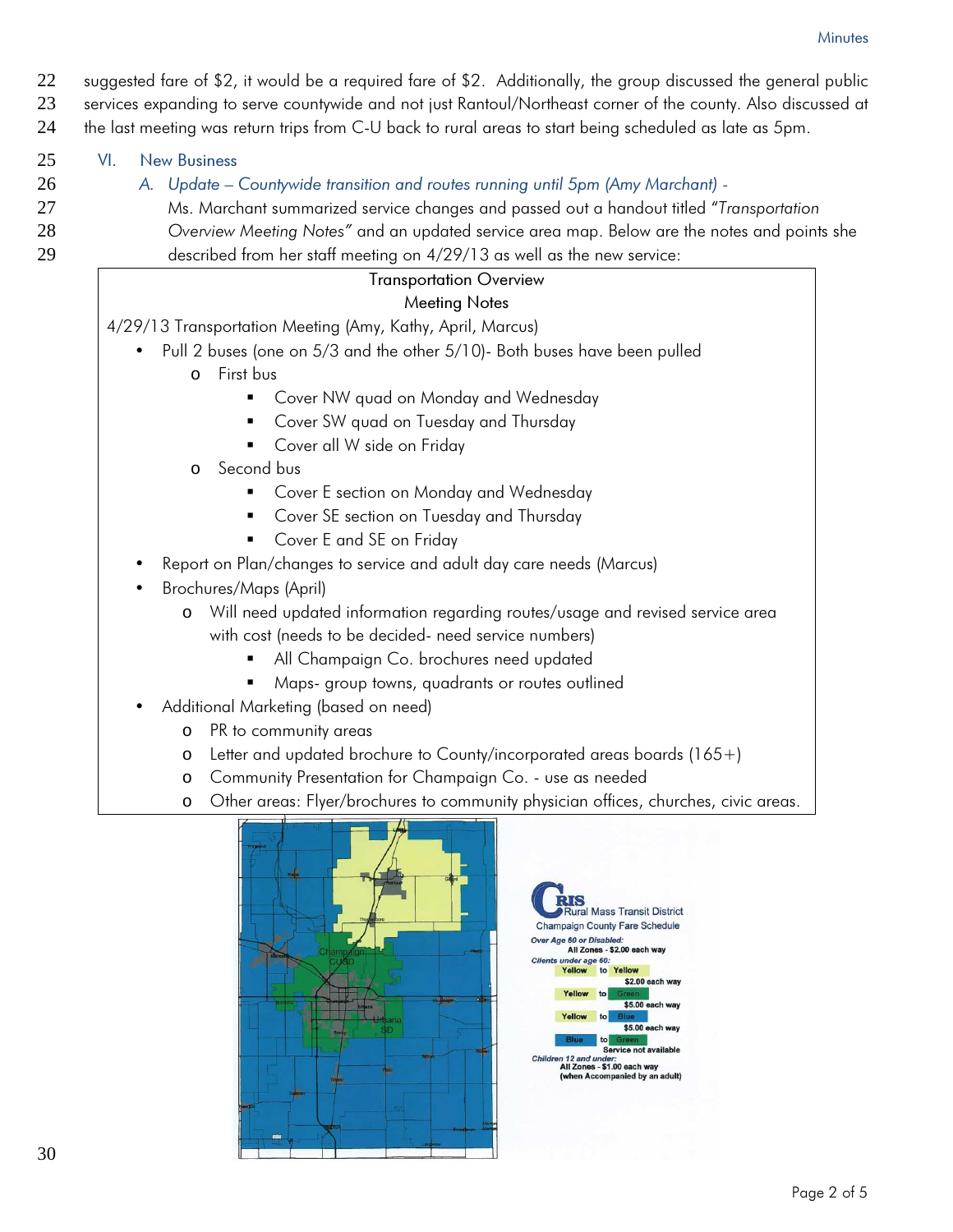suggested fare of $2, it would be a required fare of $2. Additionally, the group discussed the general public services expanding to serve countywide and not just Rantoul/Northeast corner of the county. Also discussed at the last meeting was return trips from C-U back to rural areas to start being scheduled as late as 5pm.

## VI. New Business

### *A. Update – Countywide transition and routes running until 5pm (Amy Marchant) -*

Ms. Marchant summarized service changes and passed out a handout titled "*Transportation Overview Meeting Notes"* and an updated service area map. Below are the notes and points she described from her staff meeting on 4/29/13 as well as the new service:

**Transportation Overview**
**Meeting Notes**

4/29/13 Transportation Meeting (Amy, Kathy, April, Marcus)

- Pull 2 buses (one on 5/3 and the other 5/10)- Both buses have been pulled
  - First bus
    - Cover NW quad on Monday and Wednesday
    - Cover SW quad on Tuesday and Thursday
    - Cover all W side on Friday
  - Second bus
    - Cover E section on Monday and Wednesday
    - Cover SE section on Tuesday and Thursday
    - Cover E and SE on Friday
- Report on Plan/changes to service and adult day care needs (Marcus)
- Brochures/Maps (April)
  - Will need updated information regarding routes/usage and revised service area with cost (needs to be decided- need service numbers)
    - All Champaign Co. brochures need updated
    - Maps- group towns, quadrants or routes outlined
- Additional Marketing (based on need)
  - PR to community areas
  - Letter and updated brochure to County/incorporated areas boards (165+)
  - Community Presentation for Champaign Co. - use as needed
  - Other areas: Flyer/brochures to community physician offices, churches, civic areas.

**CRIS Rural Mass Transit District**
**Champaign County Fare Schedule**

*Over Age 60 or Disabled:*
All Zones - $2.00 each way

*Clients under age 60:*

| Zones | Fare |
|---|---|
| Yellow to Yellow | $2.00 each way |
| Yellow to Green | $5.00 each way |
| Yellow to Blue | $5.00 each way |
| Blue to Green | Service not available |

*Children 12 and under:*
All Zones - $1.00 each way (when Accompanied by an adult)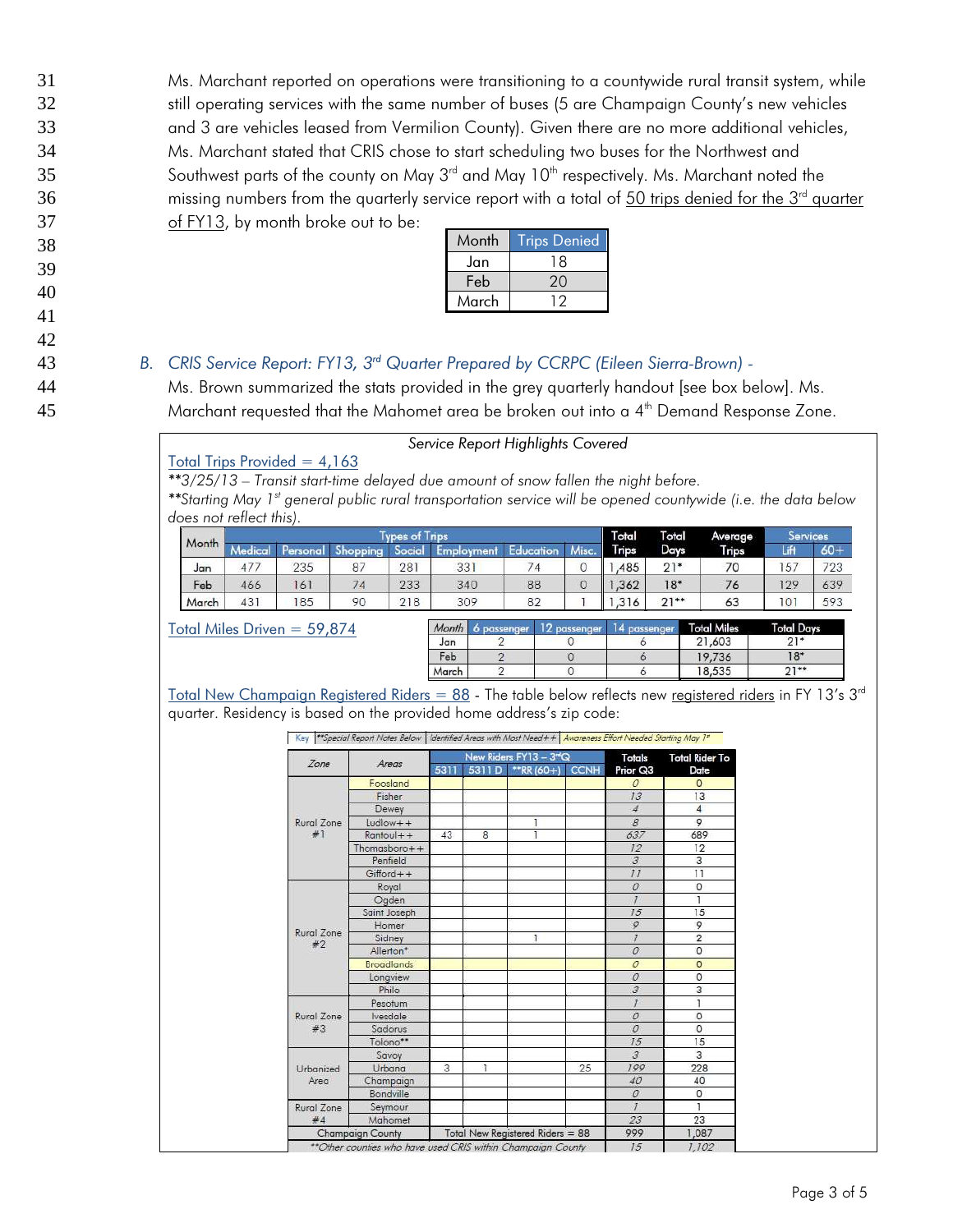Ms. Marchant reported on operations were transitioning to a countywide rural transit system, while still operating services with the same number of buses (5 are Champaign County's new vehicles and 3 are vehicles leased from Vermilion County). Given there are no more additional vehicles, Ms. Marchant stated that CRIS chose to start scheduling two buses for the Northwest and Southwest parts of the county on May 3rd and May 10th respectively. Ms. Marchant noted the missing numbers from the quarterly service report with a total of 50 trips denied for the 3rd quarter of FY13, by month broke out to be:

| Month | Trips Denied |
|---|---|
| Jan | 18 |
| Feb | 20 |
| March | 12 |

*B. CRIS Service Report: FY13, 3rd Quarter Prepared by CCRPC (Eileen Sierra-Brown) -*

Ms. Brown summarized the stats provided in the grey quarterly handout [see box below]. Ms. Marchant requested that the Mahomet area be broken out into a 4th Demand Response Zone.

*Service Report Highlights Covered*

Total Trips Provided = 4,163

*\*\*3/25/13 – Transit start-time delayed due amount of snow fallen the night before.*

*\*\*Starting May 1st general public rural transportation service will be opened countywide (i.e. the data below does not reflect this).*

| Month | Types of Trips | | | | | | | Total Trips | Total Days | Average Trips | Services | |
|---|---|---|---|---|---|---|---|---|---|---|---|---|
| | Medical | Personal | Shopping | Social | Employment | Education | Misc. | | | | Lift | 60+ |
| Jan | 477 | 235 | 87 | 281 | 331 | 74 | 0 | 1,485 | 21* | 70 | 157 | 723 |
| Feb | 466 | 161 | 74 | 233 | 340 | 88 | 0 | 1,362 | 18* | 76 | 129 | 639 |
| March | 431 | 185 | 90 | 218 | 309 | 82 | 1 | 1,316 | 21** | 63 | 101 | 593 |

Total Miles Driven = 59,874

| Month | 6 passenger | 12 passenger | 14 passenger | Total Miles | Total Days |
|---|---|---|---|---|---|
| Jan | 2 | 0 | 6 | 21,603 | 21* |
| Feb | 2 | 0 | 6 | 19,736 | 18* |
| March | 2 | 0 | 6 | 18,535 | 21** |

Total New Champaign Registered Riders = 88 - The table below reflects new registered riders in FY 13's 3rd quarter. Residency is based on the provided home address's zip code:

Key | \*\*Special Report Notes Below | Identified Areas with Most Need++ | Awareness Effort Needed Starting May 1st

| Zone | Areas | New Riders FY13 – 3rd Q | | | | Totals Prior Q3 | Total Rider To Date |
|---|---|---|---|---|---|---|---|
| | | 5311 | 5311 D | **RR (60+) | CCNH | | |
| Rural Zone #1 | Foosland | | | | | 0 | 0 |
| | Fisher | | | | | 13 | 13 |
| | Dewey | | | | | 4 | 4 |
| | Ludlow++ | | | 1 | | 8 | 9 |
| | Rantoul++ | 43 | 8 | 1 | | 637 | 689 |
| | Thomasboro++ | | | | | 12 | 12 |
| | Penfield | | | | | 3 | 3 |
| | Gifford++ | | | | | 11 | 11 |
| Rural Zone #2 | Royal | | | | | 0 | 0 |
| | Ogden | | | | | 1 | 1 |
| | Saint Joseph | | | | | 15 | 15 |
| | Homer | | | | | 9 | 9 |
| | Sidney | | | 1 | | 1 | 2 |
| | Allerton* | | | | | 0 | 0 |
| | Broadlands | | | | | 0 | 0 |
| | Longview | | | | | 0 | 0 |
| | Philo | | | | | 3 | 3 |
| Rural Zone #3 | Pesotum | | | | | 1 | 1 |
| | Ivesdale | | | | | 0 | 0 |
| | Sadorus | | | | | 0 | 0 |
| | Tolono** | | | | | 15 | 15 |
| Urbanized Area | Savoy | | | | | 3 | 3 |
| | Urbana | 3 | 1 | | 25 | 199 | 228 |
| | Champaign | | | | | 40 | 40 |
| | Bondville | | | | | 0 | 0 |
| Rural Zone #4 | Seymour | | | | | 1 | 1 |
| | Mahomet | | | | | 23 | 23 |
| Champaign County | | Total New Registered Riders = 88 | | | | 999 | 1,087 |
| **Other counties who have used CRIS within Champaign County | | | | | | 15 | 1,102 |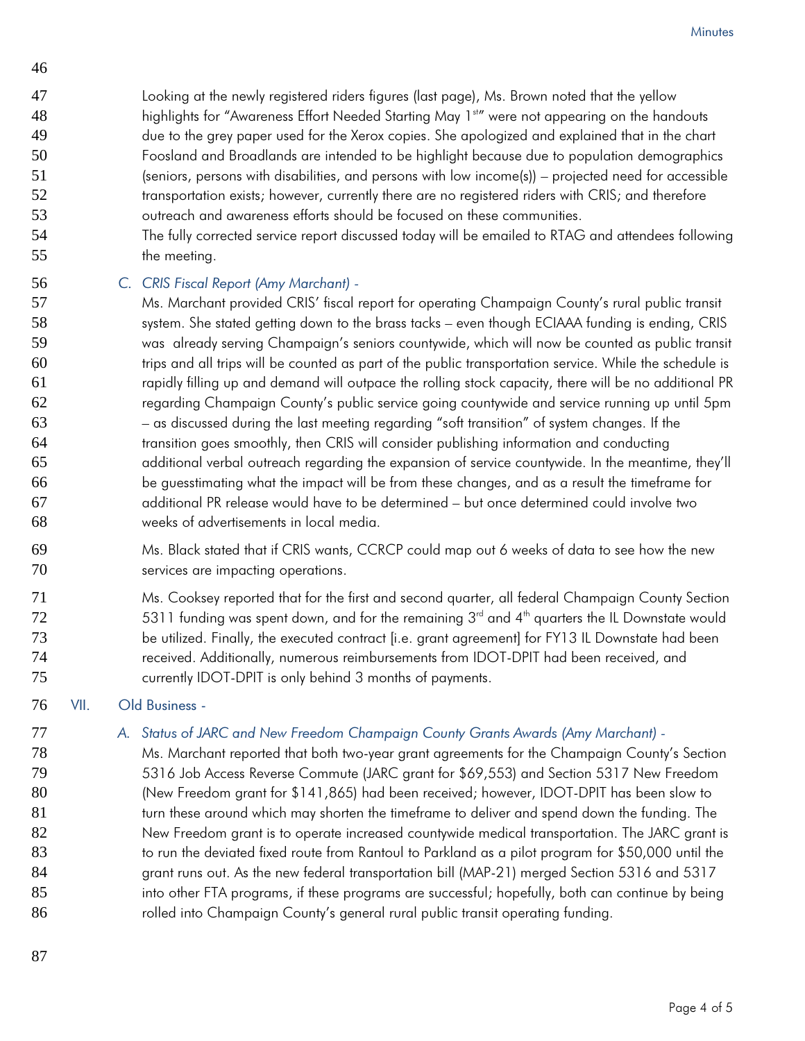Looking at the newly registered riders figures (last page), Ms. Brown noted that the yellow highlights for "Awareness Effort Needed Starting May 1st" were not appearing on the handouts due to the grey paper used for the Xerox copies. She apologized and explained that in the chart Foosland and Broadlands are intended to be highlight because due to population demographics (seniors, persons with disabilities, and persons with low income(s)) – projected need for accessible transportation exists; however, currently there are no registered riders with CRIS; and therefore outreach and awareness efforts should be focused on these communities.

The fully corrected service report discussed today will be emailed to RTAG and attendees following the meeting.

*C. CRIS Fiscal Report (Amy Marchant) -*

Ms. Marchant provided CRIS' fiscal report for operating Champaign County's rural public transit system. She stated getting down to the brass tacks – even though ECIAAA funding is ending, CRIS was already serving Champaign's seniors countywide, which will now be counted as public transit trips and all trips will be counted as part of the public transportation service. While the schedule is rapidly filling up and demand will outpace the rolling stock capacity, there will be no additional PR regarding Champaign County's public service going countywide and service running up until 5pm – as discussed during the last meeting regarding "soft transition" of system changes. If the transition goes smoothly, then CRIS will consider publishing information and conducting additional verbal outreach regarding the expansion of service countywide. In the meantime, they'll be guesstimating what the impact will be from these changes, and as a result the timeframe for additional PR release would have to be determined – but once determined could involve two weeks of advertisements in local media.

Ms. Black stated that if CRIS wants, CCRCP could map out 6 weeks of data to see how the new services are impacting operations.

Ms. Cooksey reported that for the first and second quarter, all federal Champaign County Section 5311 funding was spent down, and for the remaining 3rd and 4th quarters the IL Downstate would be utilized. Finally, the executed contract [i.e. grant agreement] for FY13 IL Downstate had been received. Additionally, numerous reimbursements from IDOT-DPIT had been received, and currently IDOT-DPIT is only behind 3 months of payments.

## VII. Old Business -

*A. Status of JARC and New Freedom Champaign County Grants Awards (Amy Marchant) -*

Ms. Marchant reported that both two-year grant agreements for the Champaign County's Section 5316 Job Access Reverse Commute (JARC grant for $69,553) and Section 5317 New Freedom (New Freedom grant for $141,865) had been received; however, IDOT-DPIT has been slow to turn these around which may shorten the timeframe to deliver and spend down the funding. The New Freedom grant is to operate increased countywide medical transportation. The JARC grant is to run the deviated fixed route from Rantoul to Parkland as a pilot program for $50,000 until the grant runs out. As the new federal transportation bill (MAP-21) merged Section 5316 and 5317 into other FTA programs, if these programs are successful; hopefully, both can continue by being rolled into Champaign County's general rural public transit operating funding.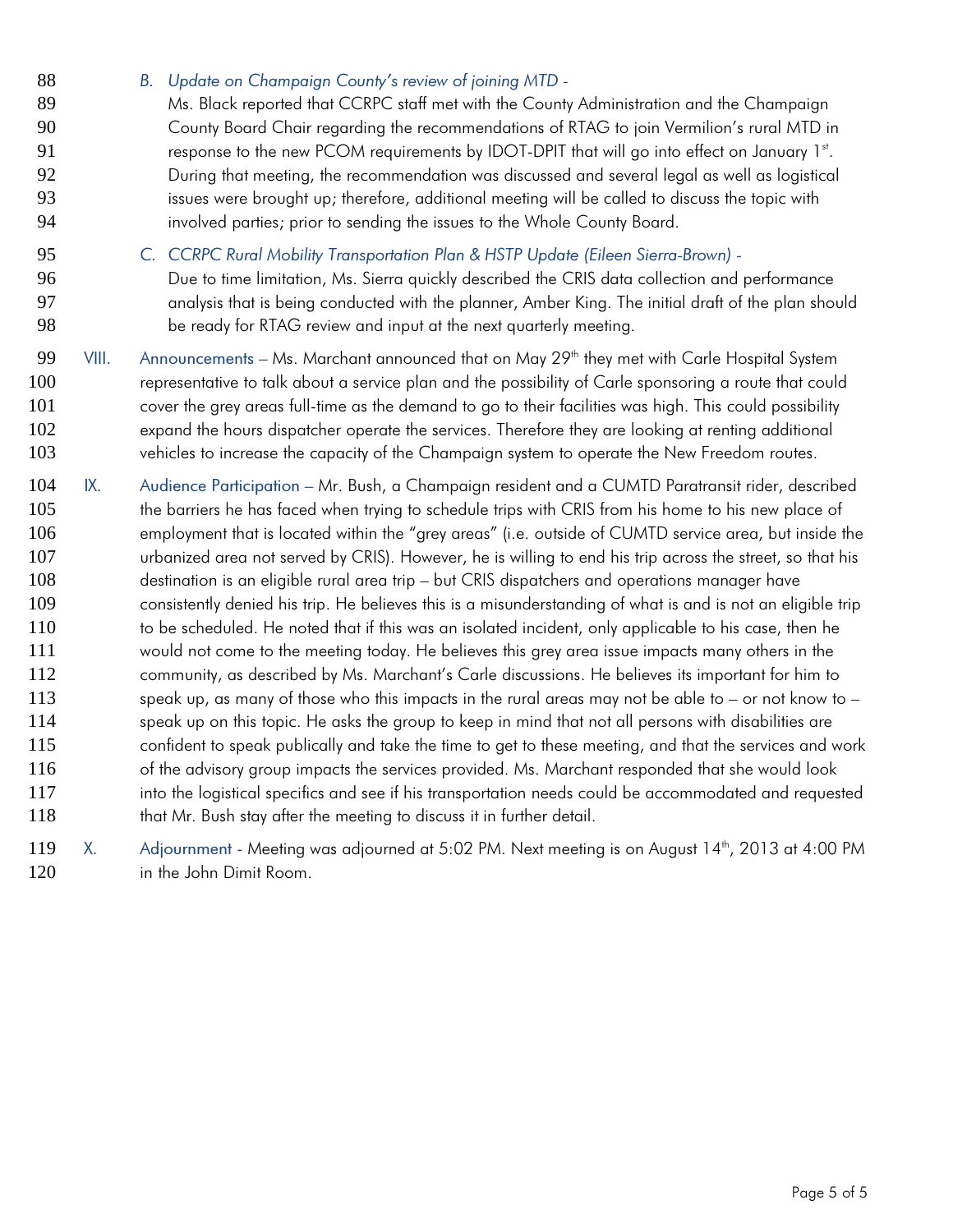*B. Update on Champaign County's review of joining MTD -*

Ms. Black reported that CCRPC staff met with the County Administration and the Champaign County Board Chair regarding the recommendations of RTAG to join Vermilion's rural MTD in response to the new PCOM requirements by IDOT-DPIT that will go into effect on January 1st. During that meeting, the recommendation was discussed and several legal as well as logistical issues were brought up; therefore, additional meeting will be called to discuss the topic with involved parties; prior to sending the issues to the Whole County Board.

*C. CCRPC Rural Mobility Transportation Plan & HSTP Update (Eileen Sierra-Brown) -*

Due to time limitation, Ms. Sierra quickly described the CRIS data collection and performance analysis that is being conducted with the planner, Amber King. The initial draft of the plan should be ready for RTAG review and input at the next quarterly meeting.

VIII. Announcements – Ms. Marchant announced that on May 29th they met with Carle Hospital System representative to talk about a service plan and the possibility of Carle sponsoring a route that could cover the grey areas full-time as the demand to go to their facilities was high. This could possibility expand the hours dispatcher operate the services. Therefore they are looking at renting additional vehicles to increase the capacity of the Champaign system to operate the New Freedom routes.

IX. Audience Participation – Mr. Bush, a Champaign resident and a CUMTD Paratransit rider, described the barriers he has faced when trying to schedule trips with CRIS from his home to his new place of employment that is located within the "grey areas" (i.e. outside of CUMTD service area, but inside the urbanized area not served by CRIS). However, he is willing to end his trip across the street, so that his destination is an eligible rural area trip – but CRIS dispatchers and operations manager have consistently denied his trip. He believes this is a misunderstanding of what is and is not an eligible trip to be scheduled. He noted that if this was an isolated incident, only applicable to his case, then he would not come to the meeting today. He believes this grey area issue impacts many others in the community, as described by Ms. Marchant's Carle discussions. He believes its important for him to speak up, as many of those who this impacts in the rural areas may not be able to – or not know to – speak up on this topic. He asks the group to keep in mind that not all persons with disabilities are confident to speak publically and take the time to get to these meeting, and that the services and work of the advisory group impacts the services provided. Ms. Marchant responded that she would look into the logistical specifics and see if his transportation needs could be accommodated and requested that Mr. Bush stay after the meeting to discuss it in further detail.

X. Adjournment - Meeting was adjourned at 5:02 PM. Next meeting is on August 14th, 2013 at 4:00 PM in the John Dimit Room.